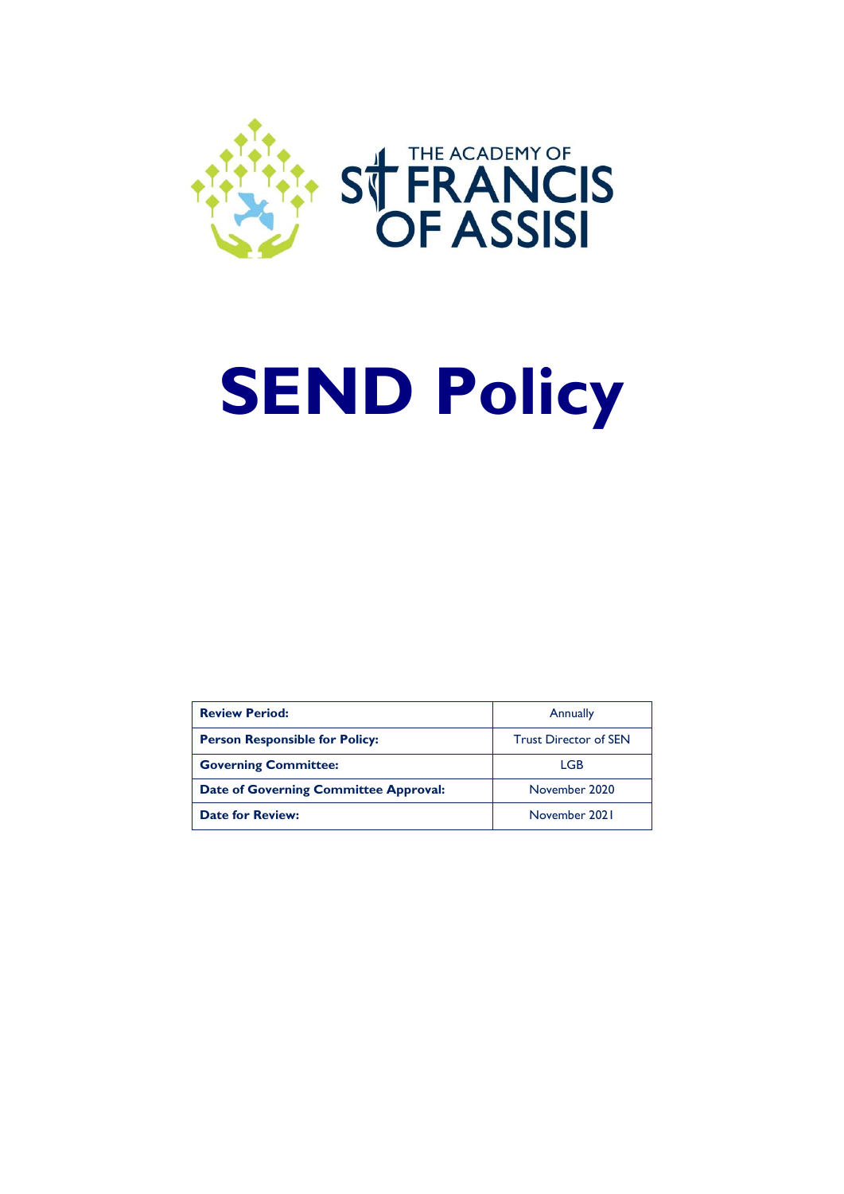THE ACADEMY OF ST FRANCIS OF ASSISI

# SEND Policy

| **Review Period:** | Annually |
|---|---|
| **Person Responsible for Policy:** | Trust Director of SEN |
| **Governing Committee:** | LGB |
| **Date of Governing Committee Approval:** | November 2020 |
| **Date for Review:** | November 2021 |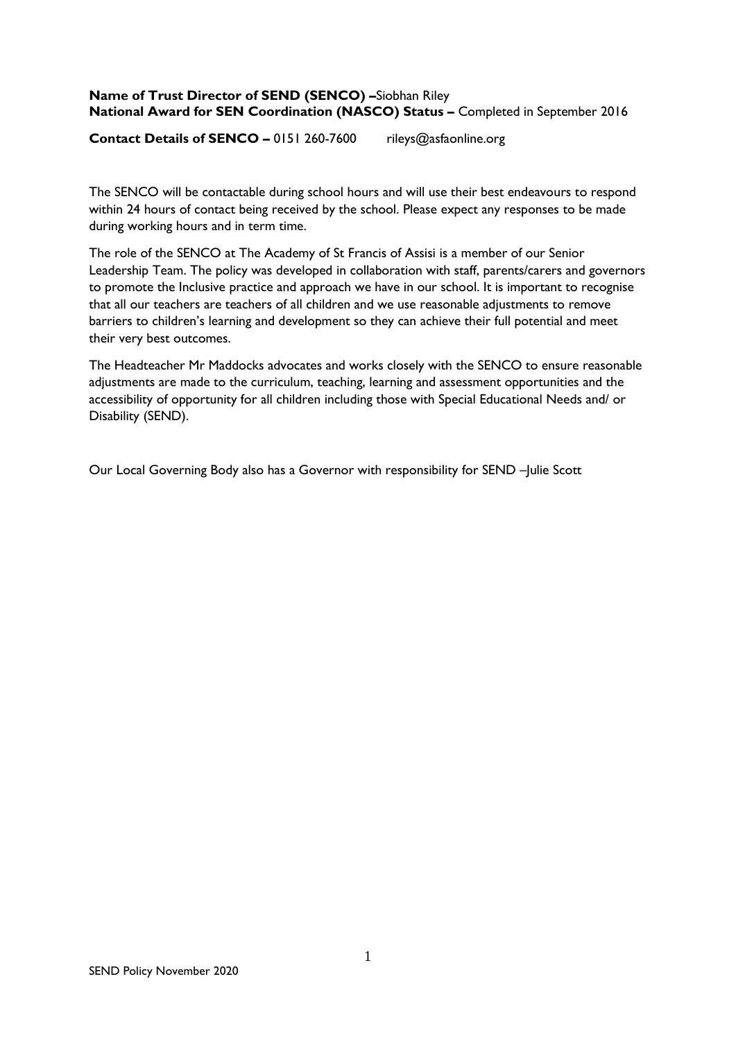**Name of Trust Director of SEND (SENCO) –**Siobhan Riley
**National Award for SEN Coordination (NASCO) Status –** Completed in September 2016

**Contact Details of SENCO –** 0151 260-7600 rileys@asfaonline.org

The SENCO will be contactable during school hours and will use their best endeavours to respond within 24 hours of contact being received by the school. Please expect any responses to be made during working hours and in term time.

The role of the SENCO at The Academy of St Francis of Assisi is a member of our Senior Leadership Team. The policy was developed in collaboration with staff, parents/carers and governors to promote the Inclusive practice and approach we have in our school. It is important to recognise that all our teachers are teachers of all children and we use reasonable adjustments to remove barriers to children's learning and development so they can achieve their full potential and meet their very best outcomes.

The Headteacher Mr Maddocks advocates and works closely with the SENCO to ensure reasonable adjustments are made to the curriculum, teaching, learning and assessment opportunities and the accessibility of opportunity for all children including those with Special Educational Needs and/ or Disability (SEND).

Our Local Governing Body also has a Governor with responsibility for SEND –Julie Scott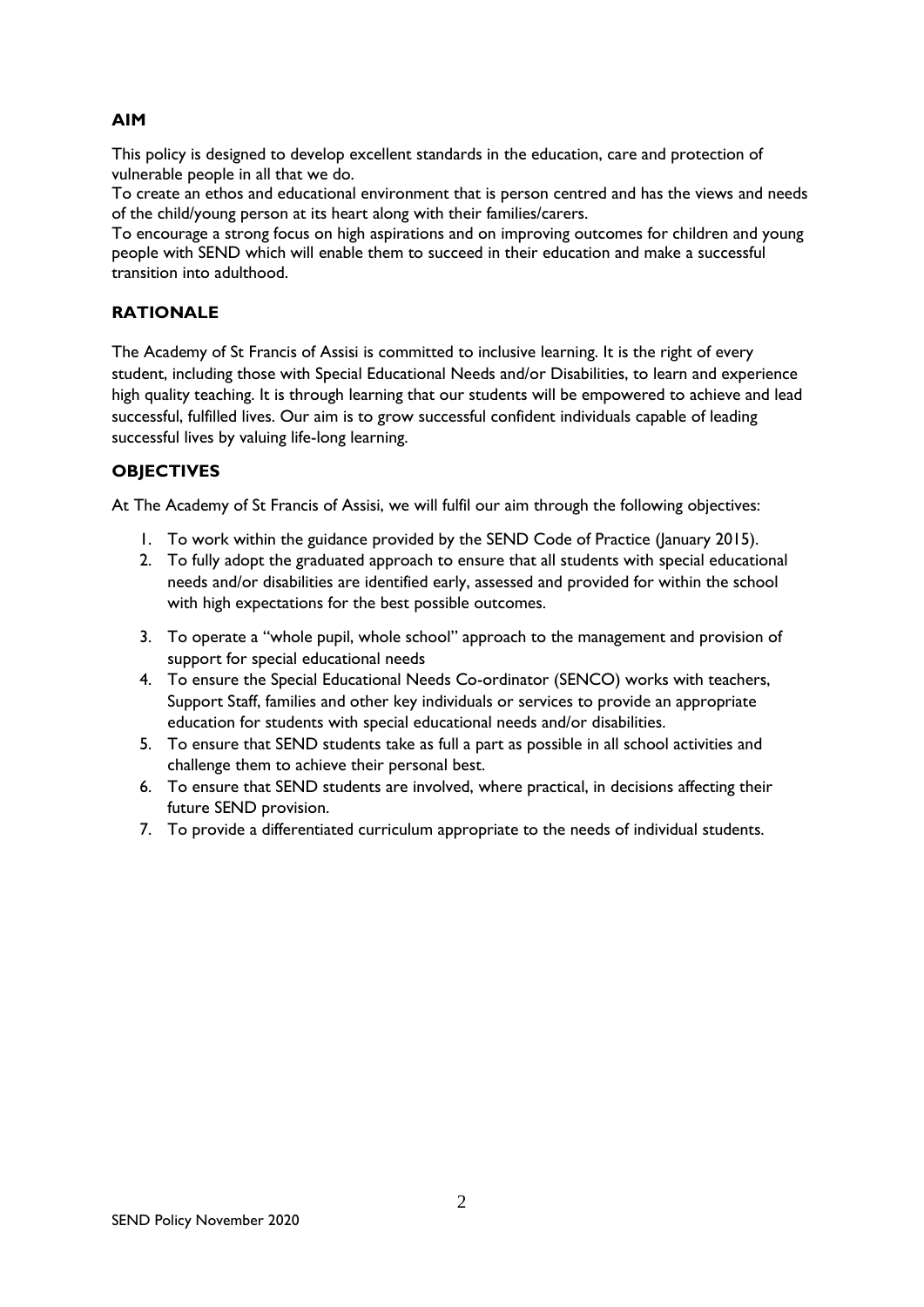## AIM

This policy is designed to develop excellent standards in the education, care and protection of vulnerable people in all that we do.
To create an ethos and educational environment that is person centred and has the views and needs of the child/young person at its heart along with their families/carers.
To encourage a strong focus on high aspirations and on improving outcomes for children and young people with SEND which will enable them to succeed in their education and make a successful transition into adulthood.

## RATIONALE

The Academy of St Francis of Assisi is committed to inclusive learning. It is the right of every student, including those with Special Educational Needs and/or Disabilities, to learn and experience high quality teaching. It is through learning that our students will be empowered to achieve and lead successful, fulfilled lives. Our aim is to grow successful confident individuals capable of leading successful lives by valuing life-long learning.

## OBJECTIVES

At The Academy of St Francis of Assisi, we will fulfil our aim through the following objectives:

1. To work within the guidance provided by the SEND Code of Practice (January 2015).
2. To fully adopt the graduated approach to ensure that all students with special educational needs and/or disabilities are identified early, assessed and provided for within the school with high expectations for the best possible outcomes.
3. To operate a "whole pupil, whole school" approach to the management and provision of support for special educational needs
4. To ensure the Special Educational Needs Co-ordinator (SENCO) works with teachers, Support Staff, families and other key individuals or services to provide an appropriate education for students with special educational needs and/or disabilities.
5. To ensure that SEND students take as full a part as possible in all school activities and challenge them to achieve their personal best.
6. To ensure that SEND students are involved, where practical, in decisions affecting their future SEND provision.
7. To provide a differentiated curriculum appropriate to the needs of individual students.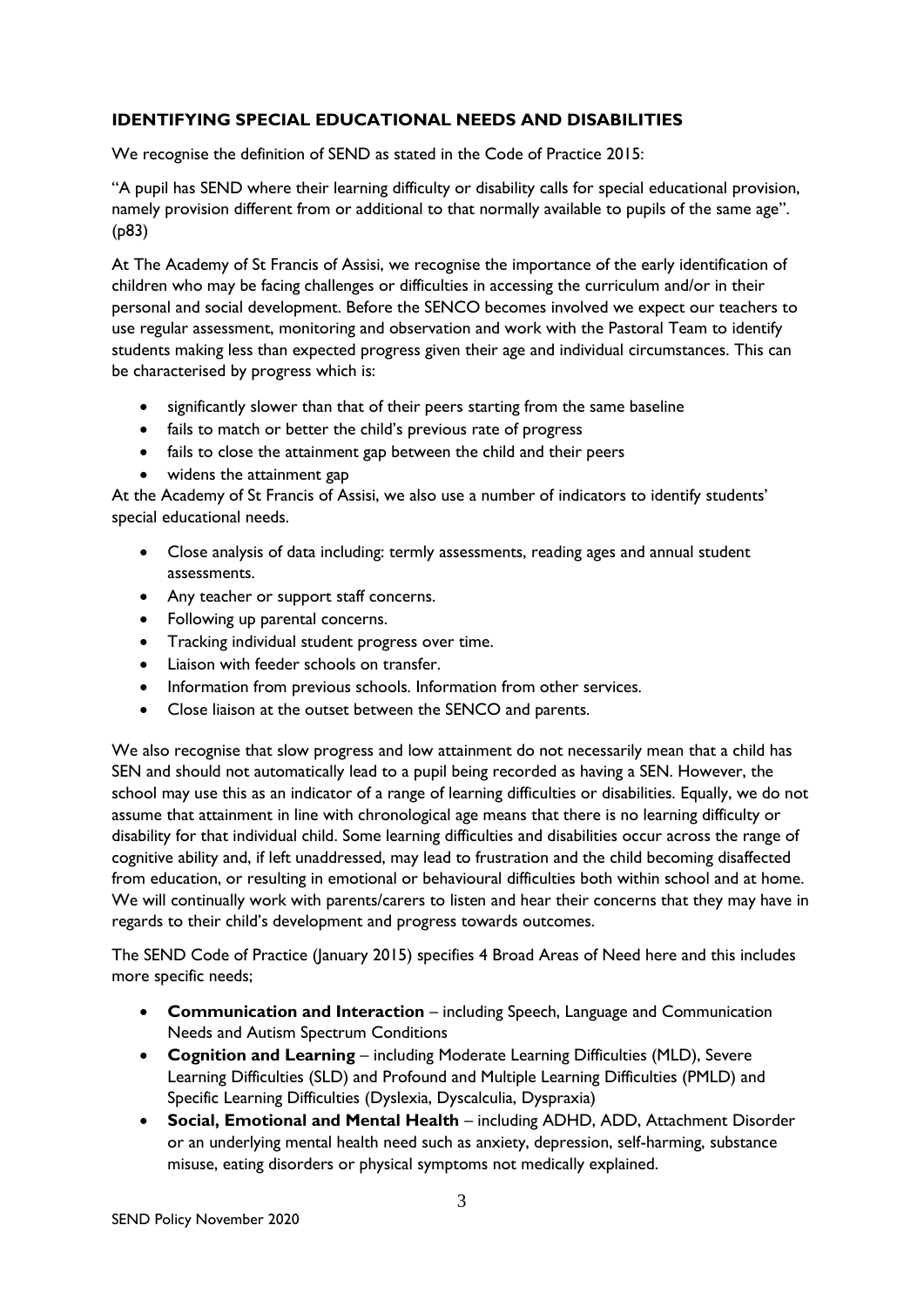## IDENTIFYING SPECIAL EDUCATIONAL NEEDS AND DISABILITIES

We recognise the definition of SEND as stated in the Code of Practice 2015:

"A pupil has SEND where their learning difficulty or disability calls for special educational provision, namely provision different from or additional to that normally available to pupils of the same age". (p83)

At The Academy of St Francis of Assisi, we recognise the importance of the early identification of children who may be facing challenges or difficulties in accessing the curriculum and/or in their personal and social development. Before the SENCO becomes involved we expect our teachers to use regular assessment, monitoring and observation and work with the Pastoral Team to identify students making less than expected progress given their age and individual circumstances. This can be characterised by progress which is:

- significantly slower than that of their peers starting from the same baseline
- fails to match or better the child's previous rate of progress
- fails to close the attainment gap between the child and their peers
- widens the attainment gap

At the Academy of St Francis of Assisi, we also use a number of indicators to identify students' special educational needs.

- Close analysis of data including: termly assessments, reading ages and annual student assessments.
- Any teacher or support staff concerns.
- Following up parental concerns.
- Tracking individual student progress over time.
- Liaison with feeder schools on transfer.
- Information from previous schools. Information from other services.
- Close liaison at the outset between the SENCO and parents.

We also recognise that slow progress and low attainment do not necessarily mean that a child has SEN and should not automatically lead to a pupil being recorded as having a SEN. However, the school may use this as an indicator of a range of learning difficulties or disabilities. Equally, we do not assume that attainment in line with chronological age means that there is no learning difficulty or disability for that individual child. Some learning difficulties and disabilities occur across the range of cognitive ability and, if left unaddressed, may lead to frustration and the child becoming disaffected from education, or resulting in emotional or behavioural difficulties both within school and at home. We will continually work with parents/carers to listen and hear their concerns that they may have in regards to their child's development and progress towards outcomes.

The SEND Code of Practice (January 2015) specifies 4 Broad Areas of Need here and this includes more specific needs;

- **Communication and Interaction** – including Speech, Language and Communication Needs and Autism Spectrum Conditions
- **Cognition and Learning** – including Moderate Learning Difficulties (MLD), Severe Learning Difficulties (SLD) and Profound and Multiple Learning Difficulties (PMLD) and Specific Learning Difficulties (Dyslexia, Dyscalculia, Dyspraxia)
- **Social, Emotional and Mental Health** – including ADHD, ADD, Attachment Disorder or an underlying mental health need such as anxiety, depression, self-harming, substance misuse, eating disorders or physical symptoms not medically explained.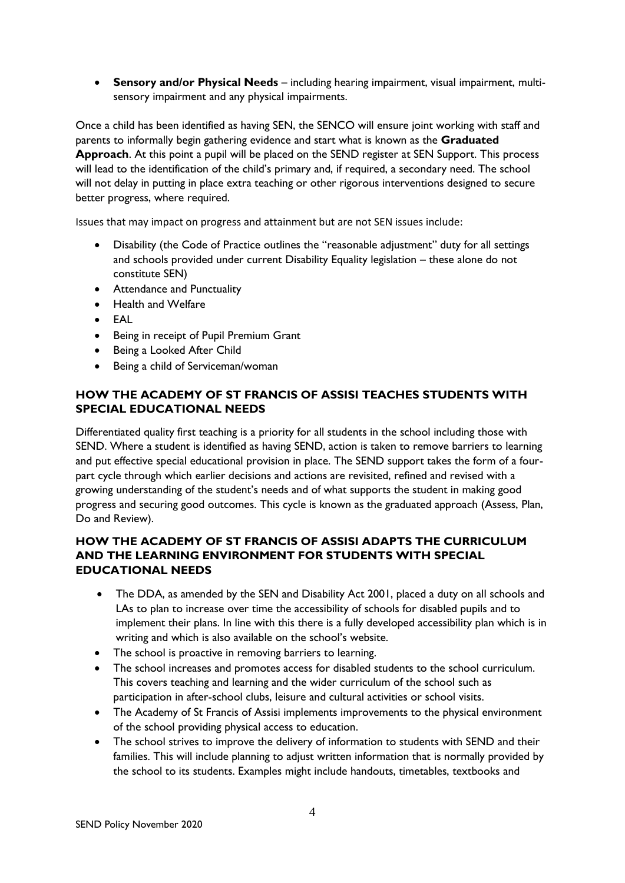- **Sensory and/or Physical Needs** – including hearing impairment, visual impairment, multi-sensory impairment and any physical impairments.

Once a child has been identified as having SEN, the SENCO will ensure joint working with staff and parents to informally begin gathering evidence and start what is known as the **Graduated Approach**. At this point a pupil will be placed on the SEND register at SEN Support. This process will lead to the identification of the child's primary and, if required, a secondary need. The school will not delay in putting in place extra teaching or other rigorous interventions designed to secure better progress, where required.

Issues that may impact on progress and attainment but are not SEN issues include:

- Disability (the Code of Practice outlines the "reasonable adjustment" duty for all settings and schools provided under current Disability Equality legislation – these alone do not constitute SEN)
- Attendance and Punctuality
- Health and Welfare
- EAL
- Being in receipt of Pupil Premium Grant
- Being a Looked After Child
- Being a child of Serviceman/woman

## HOW THE ACADEMY OF ST FRANCIS OF ASSISI TEACHES STUDENTS WITH SPECIAL EDUCATIONAL NEEDS

Differentiated quality first teaching is a priority for all students in the school including those with SEND. Where a student is identified as having SEND, action is taken to remove barriers to learning and put effective special educational provision in place. The SEND support takes the form of a four-part cycle through which earlier decisions and actions are revisited, refined and revised with a growing understanding of the student's needs and of what supports the student in making good progress and securing good outcomes. This cycle is known as the graduated approach (Assess, Plan, Do and Review).

## HOW THE ACADEMY OF ST FRANCIS OF ASSISI ADAPTS THE CURRICULUM AND THE LEARNING ENVIRONMENT FOR STUDENTS WITH SPECIAL EDUCATIONAL NEEDS

- The DDA, as amended by the SEN and Disability Act 2001, placed a duty on all schools and LAs to plan to increase over time the accessibility of schools for disabled pupils and to implement their plans. In line with this there is a fully developed accessibility plan which is in writing and which is also available on the school's website.
- The school is proactive in removing barriers to learning.
- The school increases and promotes access for disabled students to the school curriculum. This covers teaching and learning and the wider curriculum of the school such as participation in after-school clubs, leisure and cultural activities or school visits.
- The Academy of St Francis of Assisi implements improvements to the physical environment of the school providing physical access to education.
- The school strives to improve the delivery of information to students with SEND and their families. This will include planning to adjust written information that is normally provided by the school to its students. Examples might include handouts, timetables, textbooks and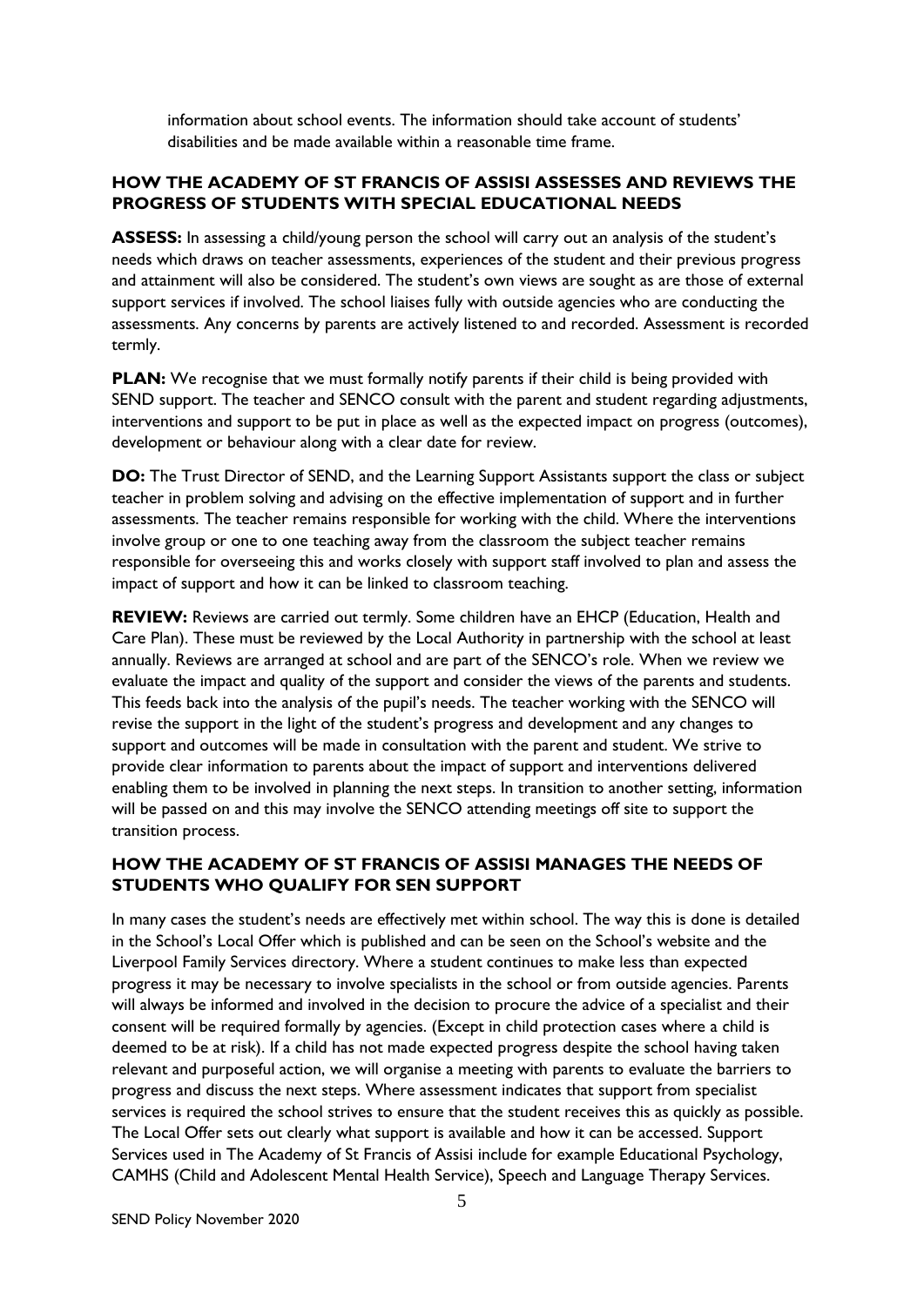information about school events. The information should take account of students' disabilities and be made available within a reasonable time frame.

## HOW THE ACADEMY OF ST FRANCIS OF ASSISI ASSESSES AND REVIEWS THE PROGRESS OF STUDENTS WITH SPECIAL EDUCATIONAL NEEDS

**ASSESS:** In assessing a child/young person the school will carry out an analysis of the student's needs which draws on teacher assessments, experiences of the student and their previous progress and attainment will also be considered. The student's own views are sought as are those of external support services if involved. The school liaises fully with outside agencies who are conducting the assessments. Any concerns by parents are actively listened to and recorded. Assessment is recorded termly.

**PLAN:** We recognise that we must formally notify parents if their child is being provided with SEND support. The teacher and SENCO consult with the parent and student regarding adjustments, interventions and support to be put in place as well as the expected impact on progress (outcomes), development or behaviour along with a clear date for review.

**DO:** The Trust Director of SEND, and the Learning Support Assistants support the class or subject teacher in problem solving and advising on the effective implementation of support and in further assessments. The teacher remains responsible for working with the child. Where the interventions involve group or one to one teaching away from the classroom the subject teacher remains responsible for overseeing this and works closely with support staff involved to plan and assess the impact of support and how it can be linked to classroom teaching.

**REVIEW:** Reviews are carried out termly. Some children have an EHCP (Education, Health and Care Plan). These must be reviewed by the Local Authority in partnership with the school at least annually. Reviews are arranged at school and are part of the SENCO's role. When we review we evaluate the impact and quality of the support and consider the views of the parents and students. This feeds back into the analysis of the pupil's needs. The teacher working with the SENCO will revise the support in the light of the student's progress and development and any changes to support and outcomes will be made in consultation with the parent and student. We strive to provide clear information to parents about the impact of support and interventions delivered enabling them to be involved in planning the next steps. In transition to another setting, information will be passed on and this may involve the SENCO attending meetings off site to support the transition process.

## HOW THE ACADEMY OF ST FRANCIS OF ASSISI MANAGES THE NEEDS OF STUDENTS WHO QUALIFY FOR SEN SUPPORT

In many cases the student's needs are effectively met within school. The way this is done is detailed in the School's Local Offer which is published and can be seen on the School's website and the Liverpool Family Services directory. Where a student continues to make less than expected progress it may be necessary to involve specialists in the school or from outside agencies. Parents will always be informed and involved in the decision to procure the advice of a specialist and their consent will be required formally by agencies. (Except in child protection cases where a child is deemed to be at risk). If a child has not made expected progress despite the school having taken relevant and purposeful action, we will organise a meeting with parents to evaluate the barriers to progress and discuss the next steps. Where assessment indicates that support from specialist services is required the school strives to ensure that the student receives this as quickly as possible. The Local Offer sets out clearly what support is available and how it can be accessed. Support Services used in The Academy of St Francis of Assisi include for example Educational Psychology, CAMHS (Child and Adolescent Mental Health Service), Speech and Language Therapy Services.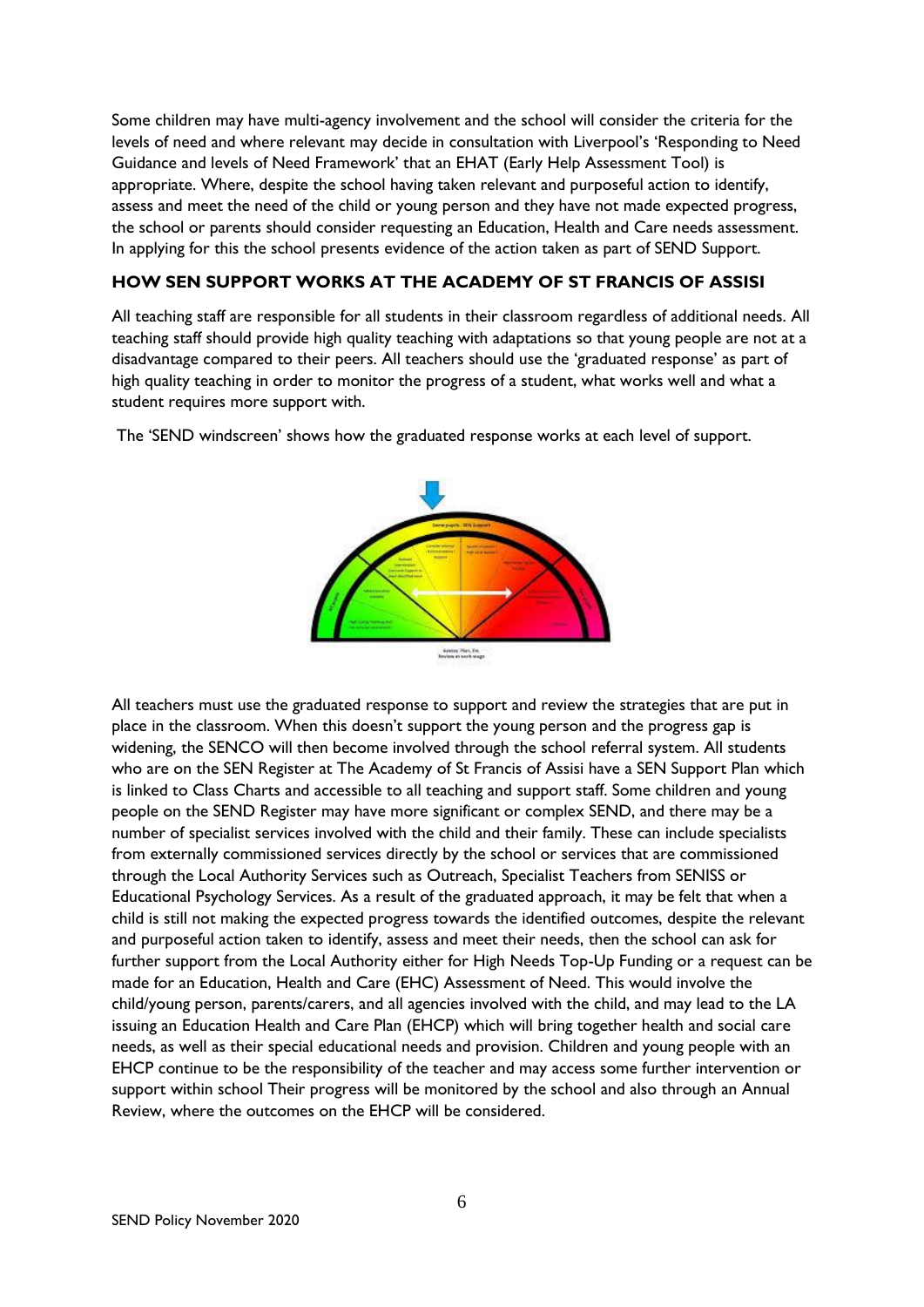Some children may have multi-agency involvement and the school will consider the criteria for the levels of need and where relevant may decide in consultation with Liverpool's 'Responding to Need Guidance and levels of Need Framework' that an EHAT (Early Help Assessment Tool) is appropriate. Where, despite the school having taken relevant and purposeful action to identify, assess and meet the need of the child or young person and they have not made expected progress, the school or parents should consider requesting an Education, Health and Care needs assessment. In applying for this the school presents evidence of the action taken as part of SEND Support.

## HOW SEN SUPPORT WORKS AT THE ACADEMY OF ST FRANCIS OF ASSISI

All teaching staff are responsible for all students in their classroom regardless of additional needs. All teaching staff should provide high quality teaching with adaptations so that young people are not at a disadvantage compared to their peers. All teachers should use the 'graduated response' as part of high quality teaching in order to monitor the progress of a student, what works well and what a student requires more support with.

The 'SEND windscreen' shows how the graduated response works at each level of support.

All teachers must use the graduated response to support and review the strategies that are put in place in the classroom. When this doesn't support the young person and the progress gap is widening, the SENCO will then become involved through the school referral system. All students who are on the SEN Register at The Academy of St Francis of Assisi have a SEN Support Plan which is linked to Class Charts and accessible to all teaching and support staff. Some children and young people on the SEND Register may have more significant or complex SEND, and there may be a number of specialist services involved with the child and their family. These can include specialists from externally commissioned services directly by the school or services that are commissioned through the Local Authority Services such as Outreach, Specialist Teachers from SENISS or Educational Psychology Services. As a result of the graduated approach, it may be felt that when a child is still not making the expected progress towards the identified outcomes, despite the relevant and purposeful action taken to identify, assess and meet their needs, then the school can ask for further support from the Local Authority either for High Needs Top-Up Funding or a request can be made for an Education, Health and Care (EHC) Assessment of Need. This would involve the child/young person, parents/carers, and all agencies involved with the child, and may lead to the LA issuing an Education Health and Care Plan (EHCP) which will bring together health and social care needs, as well as their special educational needs and provision. Children and young people with an EHCP continue to be the responsibility of the teacher and may access some further intervention or support within school Their progress will be monitored by the school and also through an Annual Review, where the outcomes on the EHCP will be considered.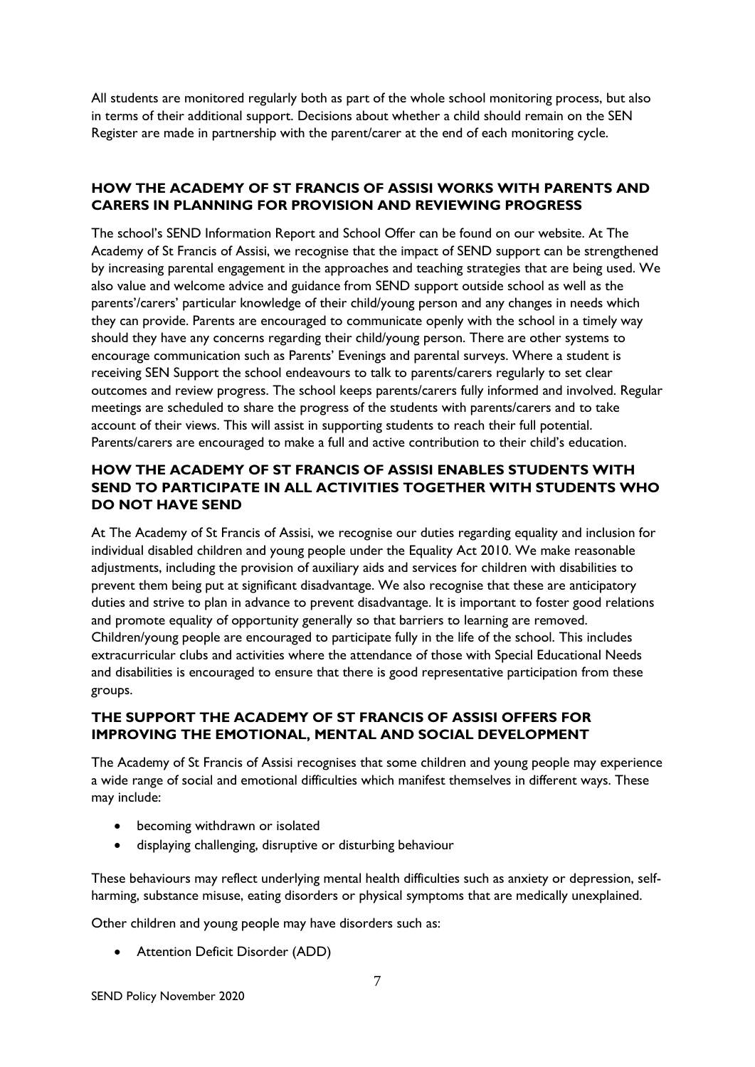All students are monitored regularly both as part of the whole school monitoring process, but also in terms of their additional support. Decisions about whether a child should remain on the SEN Register are made in partnership with the parent/carer at the end of each monitoring cycle.

### HOW THE ACADEMY OF ST FRANCIS OF ASSISI WORKS WITH PARENTS AND CARERS IN PLANNING FOR PROVISION AND REVIEWING PROGRESS

The school's SEND Information Report and School Offer can be found on our website. At The Academy of St Francis of Assisi, we recognise that the impact of SEND support can be strengthened by increasing parental engagement in the approaches and teaching strategies that are being used. We also value and welcome advice and guidance from SEND support outside school as well as the parents'/carers' particular knowledge of their child/young person and any changes in needs which they can provide. Parents are encouraged to communicate openly with the school in a timely way should they have any concerns regarding their child/young person. There are other systems to encourage communication such as Parents' Evenings and parental surveys. Where a student is receiving SEN Support the school endeavours to talk to parents/carers regularly to set clear outcomes and review progress. The school keeps parents/carers fully informed and involved. Regular meetings are scheduled to share the progress of the students with parents/carers and to take account of their views. This will assist in supporting students to reach their full potential. Parents/carers are encouraged to make a full and active contribution to their child's education.

### HOW THE ACADEMY OF ST FRANCIS OF ASSISI ENABLES STUDENTS WITH SEND TO PARTICIPATE IN ALL ACTIVITIES TOGETHER WITH STUDENTS WHO DO NOT HAVE SEND

At The Academy of St Francis of Assisi, we recognise our duties regarding equality and inclusion for individual disabled children and young people under the Equality Act 2010. We make reasonable adjustments, including the provision of auxiliary aids and services for children with disabilities to prevent them being put at significant disadvantage. We also recognise that these are anticipatory duties and strive to plan in advance to prevent disadvantage. It is important to foster good relations and promote equality of opportunity generally so that barriers to learning are removed. Children/young people are encouraged to participate fully in the life of the school. This includes extracurricular clubs and activities where the attendance of those with Special Educational Needs and disabilities is encouraged to ensure that there is good representative participation from these groups.

### THE SUPPORT THE ACADEMY OF ST FRANCIS OF ASSISI OFFERS FOR IMPROVING THE EMOTIONAL, MENTAL AND SOCIAL DEVELOPMENT

The Academy of St Francis of Assisi recognises that some children and young people may experience a wide range of social and emotional difficulties which manifest themselves in different ways. These may include:

- becoming withdrawn or isolated
- displaying challenging, disruptive or disturbing behaviour

These behaviours may reflect underlying mental health difficulties such as anxiety or depression, self-harming, substance misuse, eating disorders or physical symptoms that are medically unexplained.

Other children and young people may have disorders such as:

- Attention Deficit Disorder (ADD)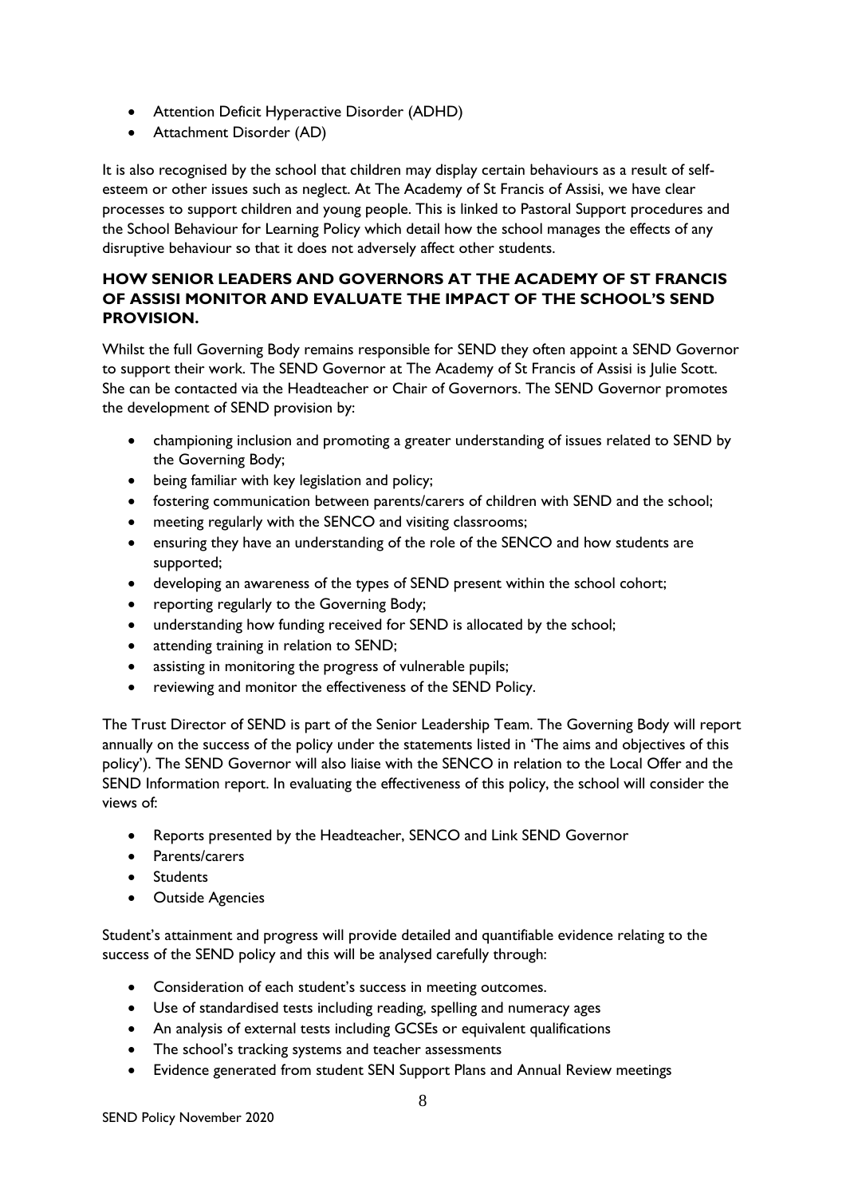- Attention Deficit Hyperactive Disorder (ADHD)
- Attachment Disorder (AD)

It is also recognised by the school that children may display certain behaviours as a result of self-esteem or other issues such as neglect. At The Academy of St Francis of Assisi, we have clear processes to support children and young people. This is linked to Pastoral Support procedures and the School Behaviour for Learning Policy which detail how the school manages the effects of any disruptive behaviour so that it does not adversely affect other students.

## HOW SENIOR LEADERS AND GOVERNORS AT THE ACADEMY OF ST FRANCIS OF ASSISI MONITOR AND EVALUATE THE IMPACT OF THE SCHOOL'S SEND PROVISION.

Whilst the full Governing Body remains responsible for SEND they often appoint a SEND Governor to support their work. The SEND Governor at The Academy of St Francis of Assisi is Julie Scott. She can be contacted via the Headteacher or Chair of Governors. The SEND Governor promotes the development of SEND provision by:

- championing inclusion and promoting a greater understanding of issues related to SEND by the Governing Body;
- being familiar with key legislation and policy;
- fostering communication between parents/carers of children with SEND and the school;
- meeting regularly with the SENCO and visiting classrooms;
- ensuring they have an understanding of the role of the SENCO and how students are supported;
- developing an awareness of the types of SEND present within the school cohort;
- reporting regularly to the Governing Body;
- understanding how funding received for SEND is allocated by the school;
- attending training in relation to SEND;
- assisting in monitoring the progress of vulnerable pupils;
- reviewing and monitor the effectiveness of the SEND Policy.

The Trust Director of SEND is part of the Senior Leadership Team. The Governing Body will report annually on the success of the policy under the statements listed in 'The aims and objectives of this policy'). The SEND Governor will also liaise with the SENCO in relation to the Local Offer and the SEND Information report. In evaluating the effectiveness of this policy, the school will consider the views of:

- Reports presented by the Headteacher, SENCO and Link SEND Governor
- Parents/carers
- Students
- Outside Agencies

Student's attainment and progress will provide detailed and quantifiable evidence relating to the success of the SEND policy and this will be analysed carefully through:

- Consideration of each student's success in meeting outcomes.
- Use of standardised tests including reading, spelling and numeracy ages
- An analysis of external tests including GCSEs or equivalent qualifications
- The school's tracking systems and teacher assessments
- Evidence generated from student SEN Support Plans and Annual Review meetings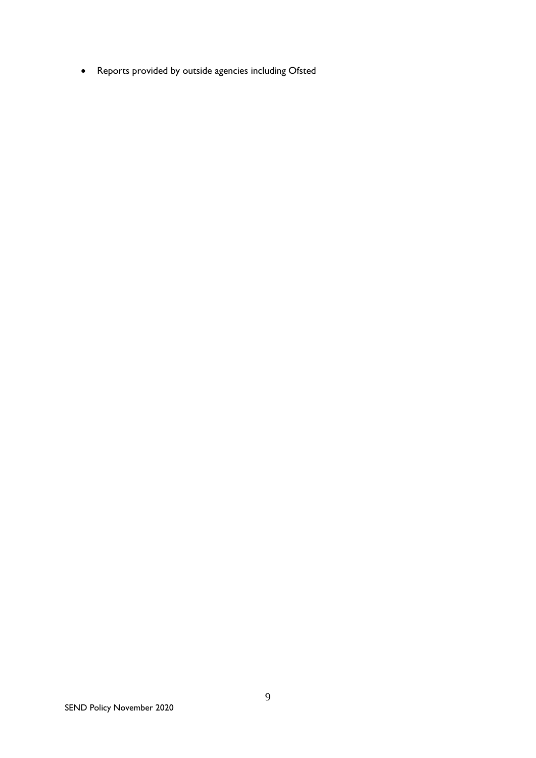- Reports provided by outside agencies including Ofsted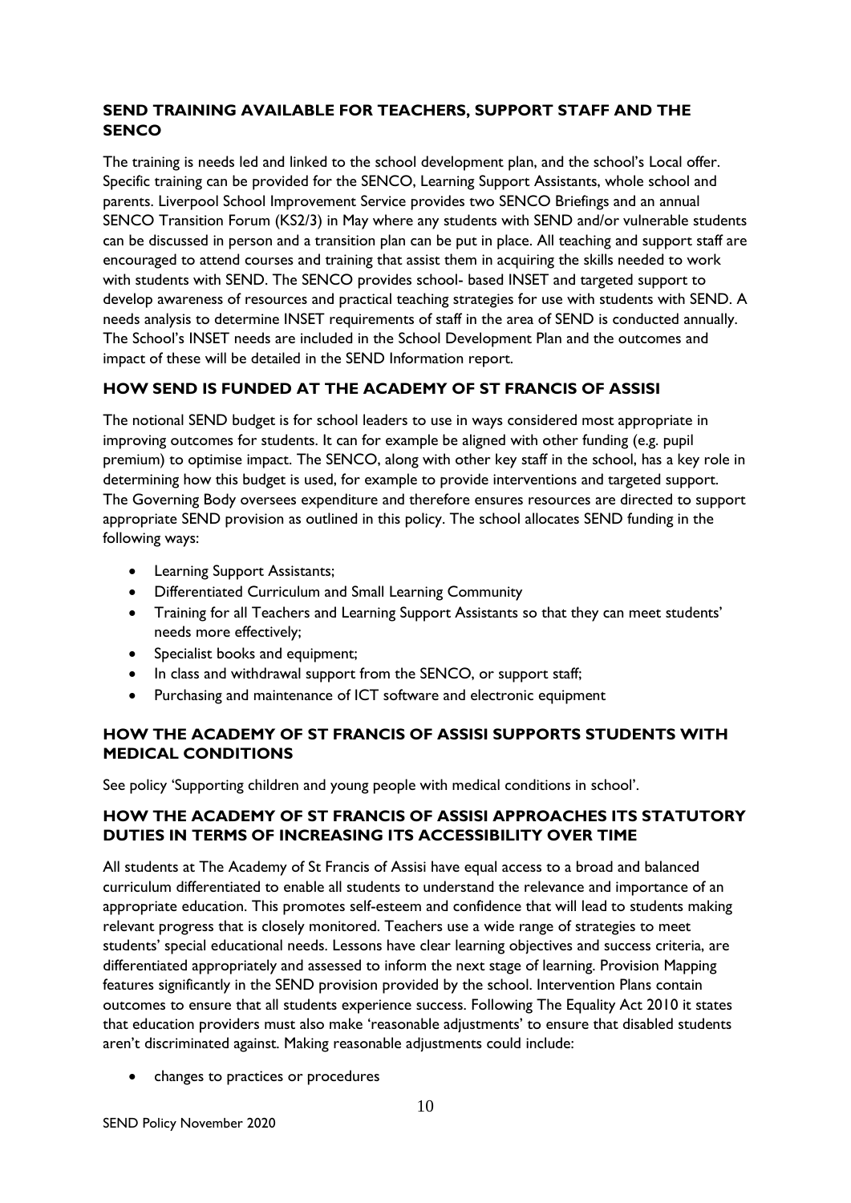### SEND TRAINING AVAILABLE FOR TEACHERS, SUPPORT STAFF AND THE SENCO

The training is needs led and linked to the school development plan, and the school's Local offer. Specific training can be provided for the SENCO, Learning Support Assistants, whole school and parents. Liverpool School Improvement Service provides two SENCO Briefings and an annual SENCO Transition Forum (KS2/3) in May where any students with SEND and/or vulnerable students can be discussed in person and a transition plan can be put in place. All teaching and support staff are encouraged to attend courses and training that assist them in acquiring the skills needed to work with students with SEND. The SENCO provides school- based INSET and targeted support to develop awareness of resources and practical teaching strategies for use with students with SEND. A needs analysis to determine INSET requirements of staff in the area of SEND is conducted annually. The School's INSET needs are included in the School Development Plan and the outcomes and impact of these will be detailed in the SEND Information report.

### HOW SEND IS FUNDED AT THE ACADEMY OF ST FRANCIS OF ASSISI

The notional SEND budget is for school leaders to use in ways considered most appropriate in improving outcomes for students. It can for example be aligned with other funding (e.g. pupil premium) to optimise impact. The SENCO, along with other key staff in the school, has a key role in determining how this budget is used, for example to provide interventions and targeted support. The Governing Body oversees expenditure and therefore ensures resources are directed to support appropriate SEND provision as outlined in this policy. The school allocates SEND funding in the following ways:

- Learning Support Assistants;
- Differentiated Curriculum and Small Learning Community
- Training for all Teachers and Learning Support Assistants so that they can meet students' needs more effectively;
- Specialist books and equipment;
- In class and withdrawal support from the SENCO, or support staff;
- Purchasing and maintenance of ICT software and electronic equipment

### HOW THE ACADEMY OF ST FRANCIS OF ASSISI SUPPORTS STUDENTS WITH MEDICAL CONDITIONS

See policy 'Supporting children and young people with medical conditions in school'.

### HOW THE ACADEMY OF ST FRANCIS OF ASSISI APPROACHES ITS STATUTORY DUTIES IN TERMS OF INCREASING ITS ACCESSIBILITY OVER TIME

All students at The Academy of St Francis of Assisi have equal access to a broad and balanced curriculum differentiated to enable all students to understand the relevance and importance of an appropriate education. This promotes self-esteem and confidence that will lead to students making relevant progress that is closely monitored. Teachers use a wide range of strategies to meet students' special educational needs. Lessons have clear learning objectives and success criteria, are differentiated appropriately and assessed to inform the next stage of learning. Provision Mapping features significantly in the SEND provision provided by the school. Intervention Plans contain outcomes to ensure that all students experience success. Following The Equality Act 2010 it states that education providers must also make 'reasonable adjustments' to ensure that disabled students aren't discriminated against. Making reasonable adjustments could include:

- changes to practices or procedures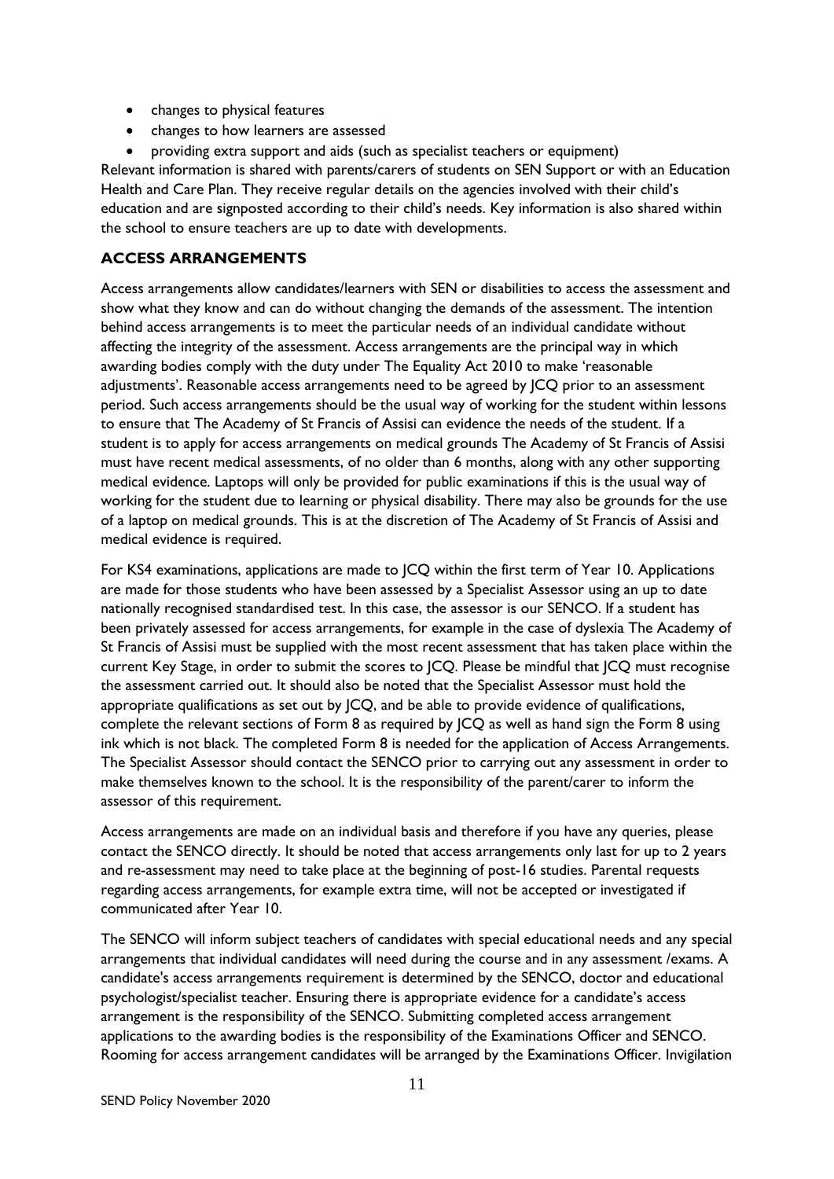- changes to physical features
- changes to how learners are assessed
- providing extra support and aids (such as specialist teachers or equipment)

Relevant information is shared with parents/carers of students on SEN Support or with an Education Health and Care Plan. They receive regular details on the agencies involved with their child's education and are signposted according to their child's needs. Key information is also shared within the school to ensure teachers are up to date with developments.

## ACCESS ARRANGEMENTS

Access arrangements allow candidates/learners with SEN or disabilities to access the assessment and show what they know and can do without changing the demands of the assessment. The intention behind access arrangements is to meet the particular needs of an individual candidate without affecting the integrity of the assessment. Access arrangements are the principal way in which awarding bodies comply with the duty under The Equality Act 2010 to make 'reasonable adjustments'. Reasonable access arrangements need to be agreed by JCQ prior to an assessment period. Such access arrangements should be the usual way of working for the student within lessons to ensure that The Academy of St Francis of Assisi can evidence the needs of the student. If a student is to apply for access arrangements on medical grounds The Academy of St Francis of Assisi must have recent medical assessments, of no older than 6 months, along with any other supporting medical evidence. Laptops will only be provided for public examinations if this is the usual way of working for the student due to learning or physical disability. There may also be grounds for the use of a laptop on medical grounds. This is at the discretion of The Academy of St Francis of Assisi and medical evidence is required.

For KS4 examinations, applications are made to JCQ within the first term of Year 10. Applications are made for those students who have been assessed by a Specialist Assessor using an up to date nationally recognised standardised test. In this case, the assessor is our SENCO. If a student has been privately assessed for access arrangements, for example in the case of dyslexia The Academy of St Francis of Assisi must be supplied with the most recent assessment that has taken place within the current Key Stage, in order to submit the scores to JCQ. Please be mindful that JCQ must recognise the assessment carried out. It should also be noted that the Specialist Assessor must hold the appropriate qualifications as set out by JCQ, and be able to provide evidence of qualifications, complete the relevant sections of Form 8 as required by JCQ as well as hand sign the Form 8 using ink which is not black. The completed Form 8 is needed for the application of Access Arrangements. The Specialist Assessor should contact the SENCO prior to carrying out any assessment in order to make themselves known to the school. It is the responsibility of the parent/carer to inform the assessor of this requirement.

Access arrangements are made on an individual basis and therefore if you have any queries, please contact the SENCO directly. It should be noted that access arrangements only last for up to 2 years and re-assessment may need to take place at the beginning of post-16 studies. Parental requests regarding access arrangements, for example extra time, will not be accepted or investigated if communicated after Year 10.

The SENCO will inform subject teachers of candidates with special educational needs and any special arrangements that individual candidates will need during the course and in any assessment /exams. A candidate's access arrangements requirement is determined by the SENCO, doctor and educational psychologist/specialist teacher. Ensuring there is appropriate evidence for a candidate's access arrangement is the responsibility of the SENCO. Submitting completed access arrangement applications to the awarding bodies is the responsibility of the Examinations Officer and SENCO. Rooming for access arrangement candidates will be arranged by the Examinations Officer. Invigilation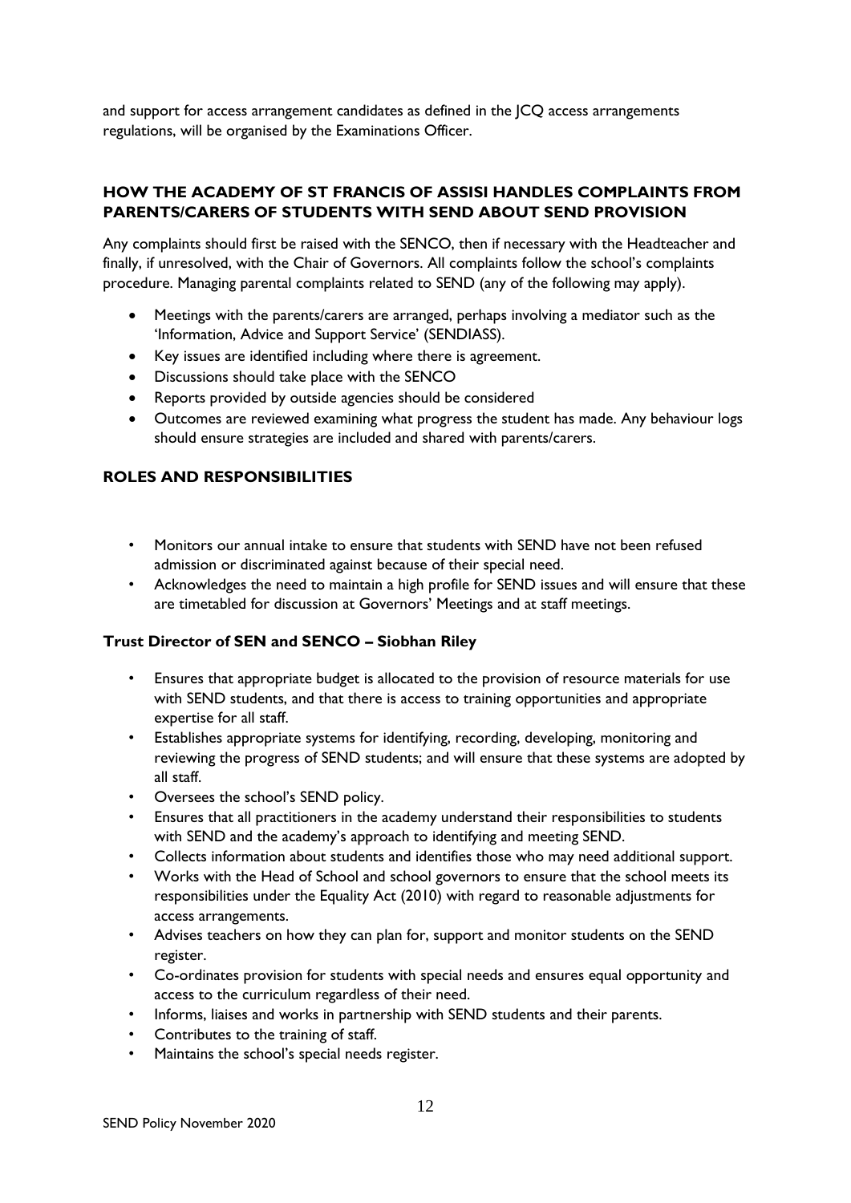and support for access arrangement candidates as defined in the JCQ access arrangements regulations, will be organised by the Examinations Officer.

## HOW THE ACADEMY OF ST FRANCIS OF ASSISI HANDLES COMPLAINTS FROM PARENTS/CARERS OF STUDENTS WITH SEND ABOUT SEND PROVISION

Any complaints should first be raised with the SENCO, then if necessary with the Headteacher and finally, if unresolved, with the Chair of Governors. All complaints follow the school's complaints procedure. Managing parental complaints related to SEND (any of the following may apply).

- Meetings with the parents/carers are arranged, perhaps involving a mediator such as the 'Information, Advice and Support Service' (SENDIASS).
- Key issues are identified including where there is agreement.
- Discussions should take place with the SENCO
- Reports provided by outside agencies should be considered
- Outcomes are reviewed examining what progress the student has made. Any behaviour logs should ensure strategies are included and shared with parents/carers.

## ROLES AND RESPONSIBILITIES

- Monitors our annual intake to ensure that students with SEND have not been refused admission or discriminated against because of their special need.
- Acknowledges the need to maintain a high profile for SEND issues and will ensure that these are timetabled for discussion at Governors' Meetings and at staff meetings.

### Trust Director of SEN and SENCO – Siobhan Riley

- Ensures that appropriate budget is allocated to the provision of resource materials for use with SEND students, and that there is access to training opportunities and appropriate expertise for all staff.
- Establishes appropriate systems for identifying, recording, developing, monitoring and reviewing the progress of SEND students; and will ensure that these systems are adopted by all staff.
- Oversees the school's SEND policy.
- Ensures that all practitioners in the academy understand their responsibilities to students with SEND and the academy's approach to identifying and meeting SEND.
- Collects information about students and identifies those who may need additional support.
- Works with the Head of School and school governors to ensure that the school meets its responsibilities under the Equality Act (2010) with regard to reasonable adjustments for access arrangements.
- Advises teachers on how they can plan for, support and monitor students on the SEND register.
- Co-ordinates provision for students with special needs and ensures equal opportunity and access to the curriculum regardless of their need.
- Informs, liaises and works in partnership with SEND students and their parents.
- Contributes to the training of staff.
- Maintains the school's special needs register.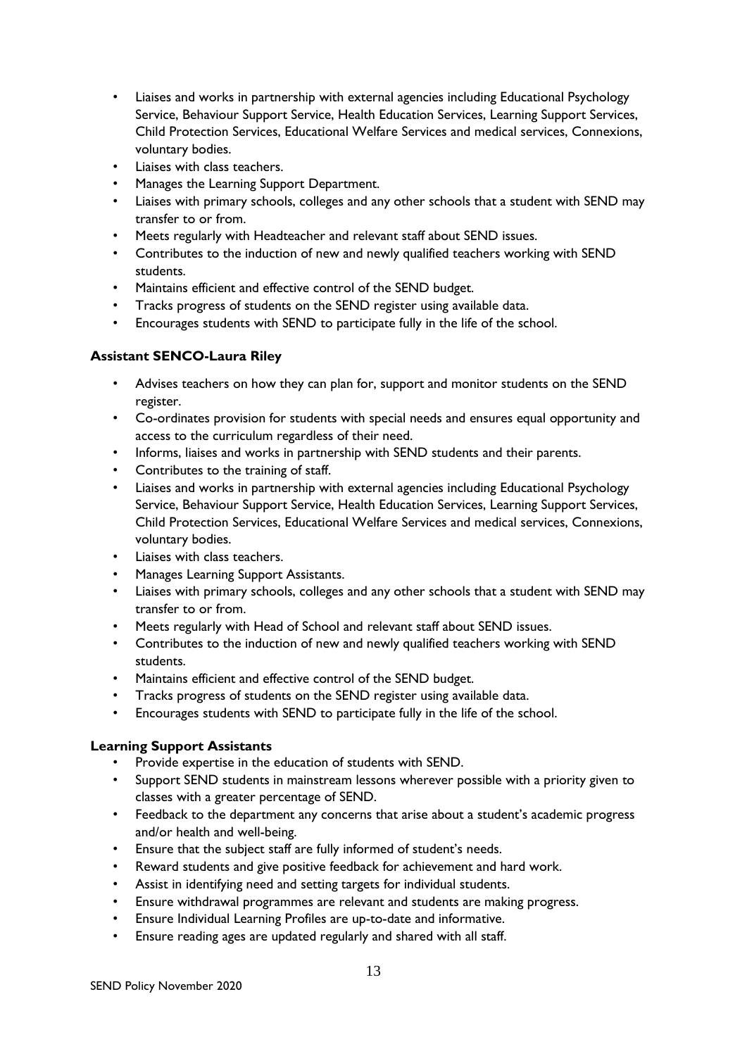- Liaises and works in partnership with external agencies including Educational Psychology Service, Behaviour Support Service, Health Education Services, Learning Support Services, Child Protection Services, Educational Welfare Services and medical services, Connexions, voluntary bodies.
- Liaises with class teachers.
- Manages the Learning Support Department.
- Liaises with primary schools, colleges and any other schools that a student with SEND may transfer to or from.
- Meets regularly with Headteacher and relevant staff about SEND issues.
- Contributes to the induction of new and newly qualified teachers working with SEND students.
- Maintains efficient and effective control of the SEND budget.
- Tracks progress of students on the SEND register using available data.
- Encourages students with SEND to participate fully in the life of the school.

**Assistant SENCO-Laura Riley**

- Advises teachers on how they can plan for, support and monitor students on the SEND register.
- Co-ordinates provision for students with special needs and ensures equal opportunity and access to the curriculum regardless of their need.
- Informs, liaises and works in partnership with SEND students and their parents.
- Contributes to the training of staff.
- Liaises and works in partnership with external agencies including Educational Psychology Service, Behaviour Support Service, Health Education Services, Learning Support Services, Child Protection Services, Educational Welfare Services and medical services, Connexions, voluntary bodies.
- Liaises with class teachers.
- Manages Learning Support Assistants.
- Liaises with primary schools, colleges and any other schools that a student with SEND may transfer to or from.
- Meets regularly with Head of School and relevant staff about SEND issues.
- Contributes to the induction of new and newly qualified teachers working with SEND students.
- Maintains efficient and effective control of the SEND budget.
- Tracks progress of students on the SEND register using available data.
- Encourages students with SEND to participate fully in the life of the school.

**Learning Support Assistants**

- Provide expertise in the education of students with SEND.
- Support SEND students in mainstream lessons wherever possible with a priority given to classes with a greater percentage of SEND.
- Feedback to the department any concerns that arise about a student's academic progress and/or health and well-being.
- Ensure that the subject staff are fully informed of student's needs.
- Reward students and give positive feedback for achievement and hard work.
- Assist in identifying need and setting targets for individual students.
- Ensure withdrawal programmes are relevant and students are making progress.
- Ensure Individual Learning Profiles are up-to-date and informative.
- Ensure reading ages are updated regularly and shared with all staff.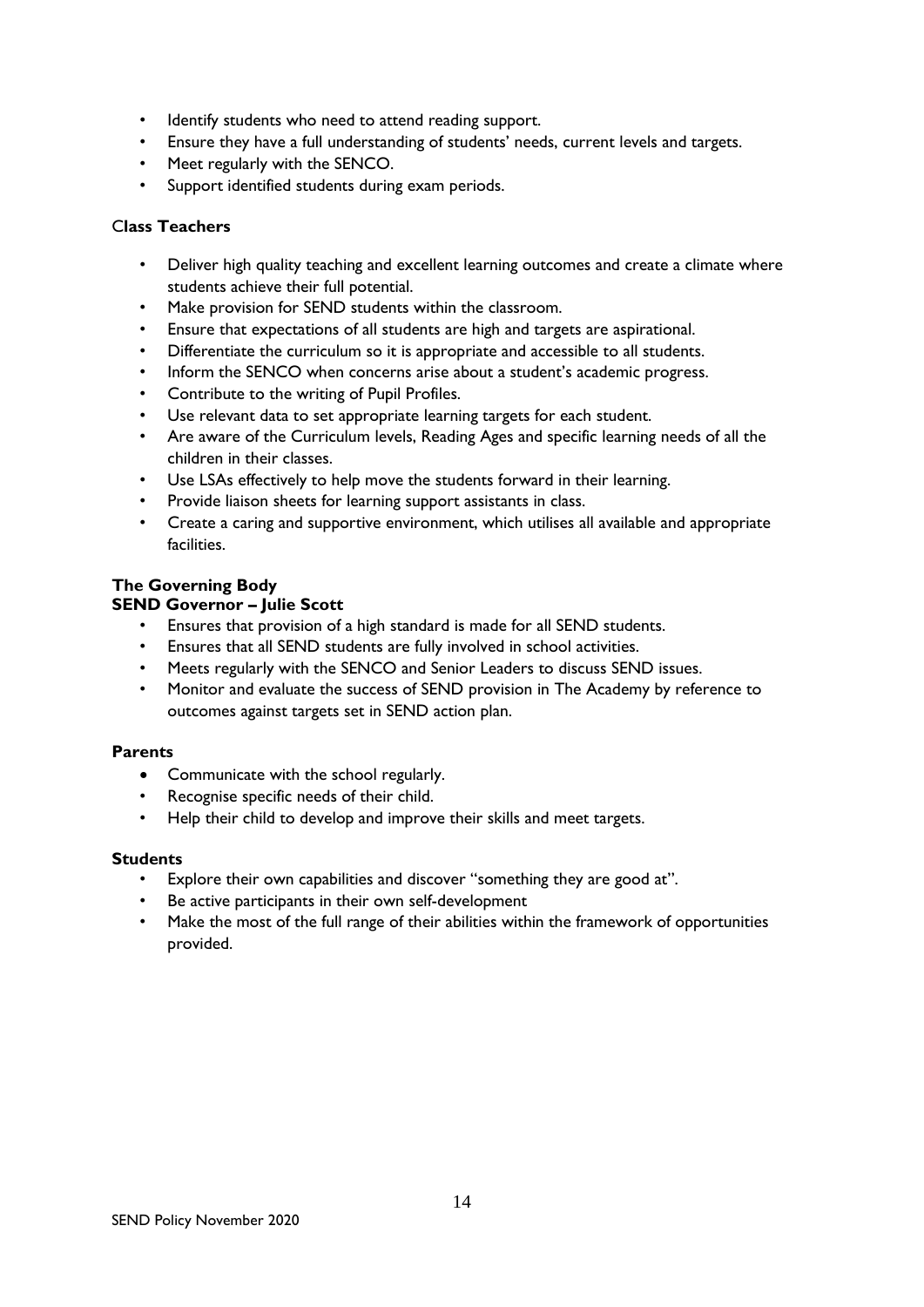- Identify students who need to attend reading support.
- Ensure they have a full understanding of students' needs, current levels and targets.
- Meet regularly with the SENCO.
- Support identified students during exam periods.

**Class Teachers**

- Deliver high quality teaching and excellent learning outcomes and create a climate where students achieve their full potential.
- Make provision for SEND students within the classroom.
- Ensure that expectations of all students are high and targets are aspirational.
- Differentiate the curriculum so it is appropriate and accessible to all students.
- Inform the SENCO when concerns arise about a student's academic progress.
- Contribute to the writing of Pupil Profiles.
- Use relevant data to set appropriate learning targets for each student.
- Are aware of the Curriculum levels, Reading Ages and specific learning needs of all the children in their classes.
- Use LSAs effectively to help move the students forward in their learning.
- Provide liaison sheets for learning support assistants in class.
- Create a caring and supportive environment, which utilises all available and appropriate facilities.

**The Governing Body**

**SEND Governor – Julie Scott**

- Ensures that provision of a high standard is made for all SEND students.
- Ensures that all SEND students are fully involved in school activities.
- Meets regularly with the SENCO and Senior Leaders to discuss SEND issues.
- Monitor and evaluate the success of SEND provision in The Academy by reference to outcomes against targets set in SEND action plan.

**Parents**

- Communicate with the school regularly.
- Recognise specific needs of their child.
- Help their child to develop and improve their skills and meet targets.

**Students**

- Explore their own capabilities and discover "something they are good at".
- Be active participants in their own self-development
- Make the most of the full range of their abilities within the framework of opportunities provided.